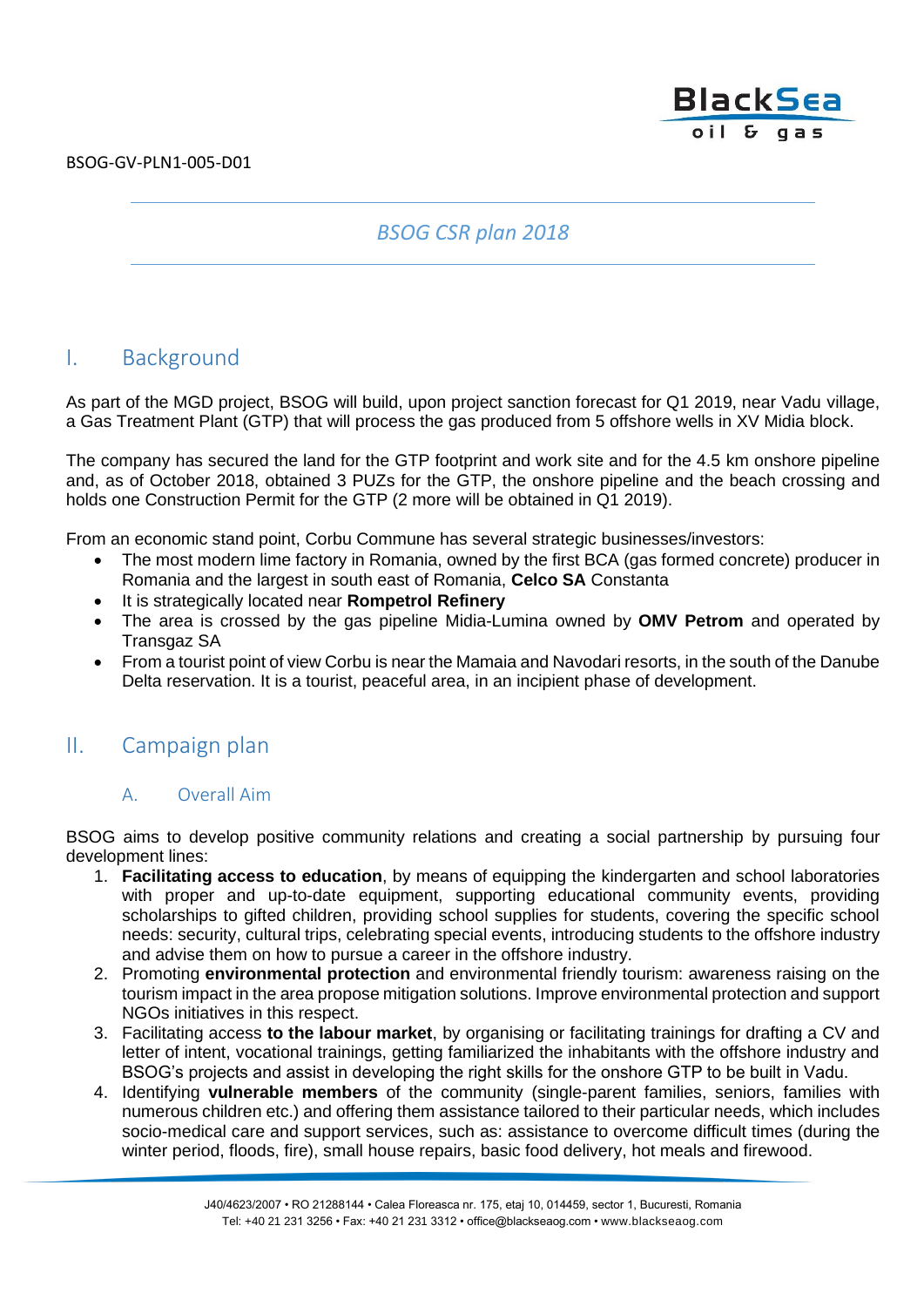BSOG-GV-PLN1-005-D01

*BSOG CSR plan 2018*

# I. Background

As part of the MGD project, BSOG will build, upon project sanction forecast for Q1 2019, near Vadu village, a Gas Treatment Plant (GTP) that will process the gas produced from 5 offshore wells in XV Midia block.

The company has secured the land for the GTP footprint and work site and for the 4.5 km onshore pipeline and, as of October 2018, obtained 3 PUZs for the GTP, the onshore pipeline and the beach crossing and holds one Construction Permit for the GTP (2 more will be obtained in Q1 2019).

From an economic stand point, Corbu Commune has several strategic businesses/investors:

- The most modern lime factory in Romania, owned by the first BCA (gas formed concrete) producer in Romania and the largest in south east of Romania, **Celco SA** Constanta
- It is strategically located near **Rompetrol Refinery**
- The area is crossed by the gas pipeline Midia-Lumina owned by **OMV Petrom** and operated by Transgaz SA
- From a tourist point of view Corbu is near the Mamaia and Navodari resorts, in the south of the Danube Delta reservation. It is a tourist, peaceful area, in an incipient phase of development.

# II. Campaign plan

## A. Overall Aim

BSOG aims to develop positive community relations and creating a social partnership by pursuing four development lines:

1. **Facilitating access to education**, by means of equipping the kindergarten and school laboratories with proper and up-to-date equipment, supporting educational community events, providing scholarships to gifted children, providing school supplies for students, covering the specific school needs: security, cultural trips, celebrating special events, introducing students to the offshore industry and advise them on how to pursue a career in the offshore industry.
2. Promoting **environmental protection** and environmental friendly tourism: awareness raising on the tourism impact in the area propose mitigation solutions. Improve environmental protection and support NGOs initiatives in this respect.
3. Facilitating access **to the labour market**, by organising or facilitating trainings for drafting a CV and letter of intent, vocational trainings, getting familiarized the inhabitants with the offshore industry and BSOG's projects and assist in developing the right skills for the onshore GTP to be built in Vadu.
4. Identifying **vulnerable members** of the community (single-parent families, seniors, families with numerous children etc.) and offering them assistance tailored to their particular needs, which includes socio-medical care and support services, such as: assistance to overcome difficult times (during the winter period, floods, fire), small house repairs, basic food delivery, hot meals and firewood.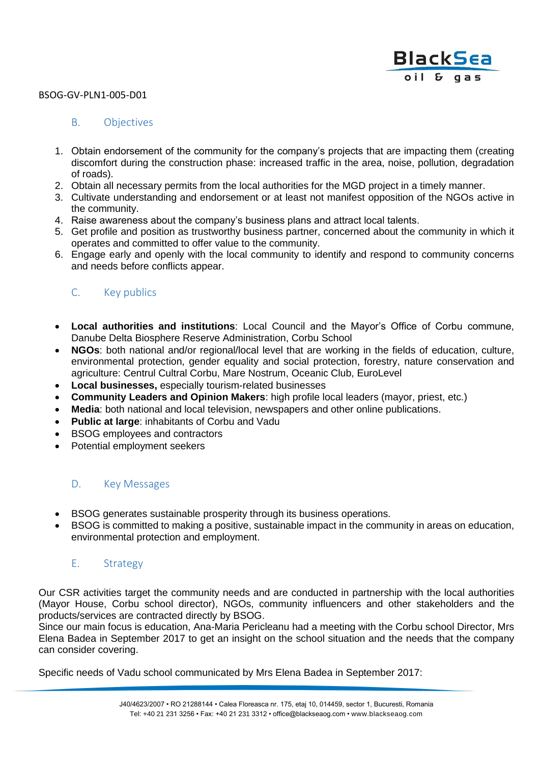BSOG-GV-PLN1-005-D01

## B. Objectives

1. Obtain endorsement of the community for the company's projects that are impacting them (creating discomfort during the construction phase: increased traffic in the area, noise, pollution, degradation of roads).
2. Obtain all necessary permits from the local authorities for the MGD project in a timely manner.
3. Cultivate understanding and endorsement or at least not manifest opposition of the NGOs active in the community.
4. Raise awareness about the company's business plans and attract local talents.
5. Get profile and position as trustworthy business partner, concerned about the community in which it operates and committed to offer value to the community.
6. Engage early and openly with the local community to identify and respond to community concerns and needs before conflicts appear.

## C. Key publics

- **Local authorities and institutions**: Local Council and the Mayor's Office of Corbu commune, Danube Delta Biosphere Reserve Administration, Corbu School
- **NGOs**: both national and/or regional/local level that are working in the fields of education, culture, environmental protection, gender equality and social protection, forestry, nature conservation and agriculture: Centrul Cultral Corbu, Mare Nostrum, Oceanic Club, EuroLevel
- **Local businesses,** especially tourism-related businesses
- **Community Leaders and Opinion Makers**: high profile local leaders (mayor, priest, etc.)
- **Media**: both national and local television, newspapers and other online publications.
- **Public at large**: inhabitants of Corbu and Vadu
- BSOG employees and contractors
- Potential employment seekers

## D. Key Messages

- BSOG generates sustainable prosperity through its business operations.
- BSOG is committed to making a positive, sustainable impact in the community in areas on education, environmental protection and employment.

## E. Strategy

Our CSR activities target the community needs and are conducted in partnership with the local authorities (Mayor House, Corbu school director), NGOs, community influencers and other stakeholders and the products/services are contracted directly by BSOG.
Since our main focus is education, Ana-Maria Pericleanu had a meeting with the Corbu school Director, Mrs Elena Badea in September 2017 to get an insight on the school situation and the needs that the company can consider covering.

Specific needs of Vadu school communicated by Mrs Elena Badea in September 2017: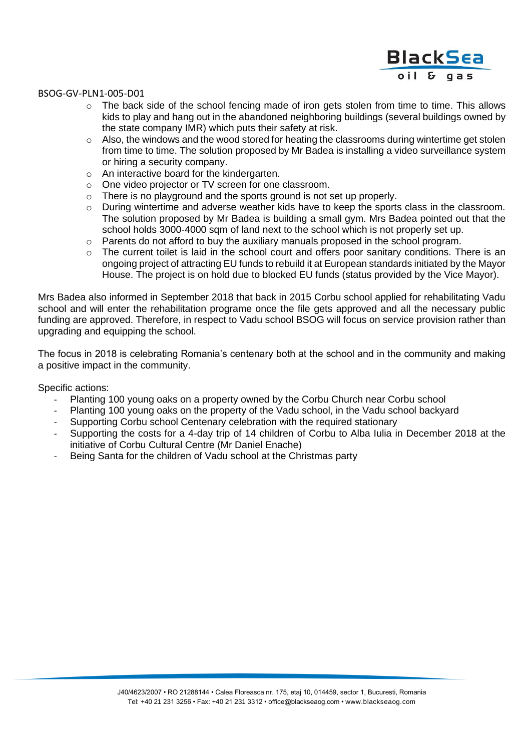BSOG-GV-PLN1-005-D01

- The back side of the school fencing made of iron gets stolen from time to time. This allows kids to play and hang out in the abandoned neighboring buildings (several buildings owned by the state company IMR) which puts their safety at risk.
- Also, the windows and the wood stored for heating the classrooms during wintertime get stolen from time to time. The solution proposed by Mr Badea is installing a video surveillance system or hiring a security company.
- An interactive board for the kindergarten.
- One video projector or TV screen for one classroom.
- There is no playground and the sports ground is not set up properly.
- During wintertime and adverse weather kids have to keep the sports class in the classroom. The solution proposed by Mr Badea is building a small gym. Mrs Badea pointed out that the school holds 3000-4000 sqm of land next to the school which is not properly set up.
- Parents do not afford to buy the auxiliary manuals proposed in the school program.
- The current toilet is laid in the school court and offers poor sanitary conditions. There is an ongoing project of attracting EU funds to rebuild it at European standards initiated by the Mayor House. The project is on hold due to blocked EU funds (status provided by the Vice Mayor).

Mrs Badea also informed in September 2018 that back in 2015 Corbu school applied for rehabilitating Vadu school and will enter the rehabilitation programe once the file gets approved and all the necessary public funding are approved. Therefore, in respect to Vadu school BSOG will focus on service provision rather than upgrading and equipping the school.

The focus in 2018 is celebrating Romania's centenary both at the school and in the community and making a positive impact in the community.

Specific actions:

- Planting 100 young oaks on a property owned by the Corbu Church near Corbu school
- Planting 100 young oaks on the property of the Vadu school, in the Vadu school backyard
- Supporting Corbu school Centenary celebration with the required stationary
- Supporting the costs for a 4-day trip of 14 children of Corbu to Alba Iulia in December 2018 at the initiative of Corbu Cultural Centre (Mr Daniel Enache)
- Being Santa for the children of Vadu school at the Christmas party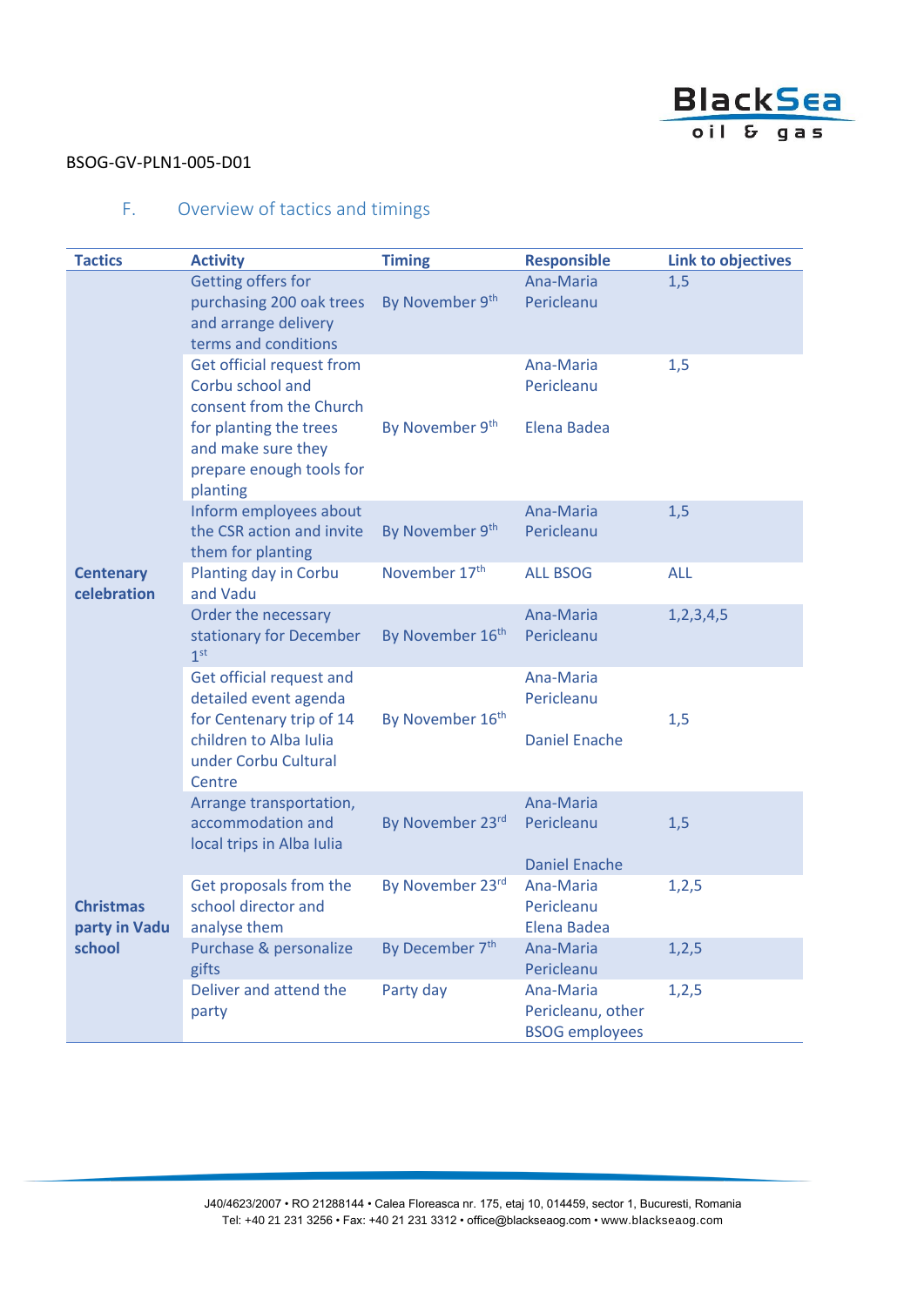BSOG-GV-PLN1-005-D01

## F. Overview of tactics and timings

| Tactics | Activity | Timing | Responsible | Link to objectives |
|---|---|---|---|---|
| Centenary celebration | Getting offers for purchasing 200 oak trees and arrange delivery terms and conditions | By November 9th | Ana-Maria Pericleanu | 1,5 |
| | Get official request from Corbu school and consent from the Church for planting the trees and make sure they prepare enough tools for planting | By November 9th | Ana-Maria Pericleanu<br>Elena Badea | 1,5 |
| | Inform employees about the CSR action and invite them for planting | By November 9th | Ana-Maria Pericleanu | 1,5 |
| | Planting day in Corbu and Vadu | November 17th | ALL BSOG | ALL |
| | Order the necessary stationary for December 1st | By November 16th | Ana-Maria Pericleanu | 1,2,3,4,5 |
| | Get official request and detailed event agenda for Centenary trip of 14 children to Alba Iulia under Corbu Cultural Centre | By November 16th | Ana-Maria Pericleanu<br>Daniel Enache | 1,5 |
| | Arrange transportation, accommodation and local trips in Alba Iulia | By November 23rd | Ana-Maria Pericleanu<br>Daniel Enache | 1,5 |
| Christmas party in Vadu school | Get proposals from the school director and analyse them | By November 23rd | Ana-Maria Pericleanu<br>Elena Badea | 1,2,5 |
| | Purchase & personalize gifts | By December 7th | Ana-Maria Pericleanu | 1,2,5 |
| | Deliver and attend the party | Party day | Ana-Maria Pericleanu, other BSOG employees | 1,2,5 |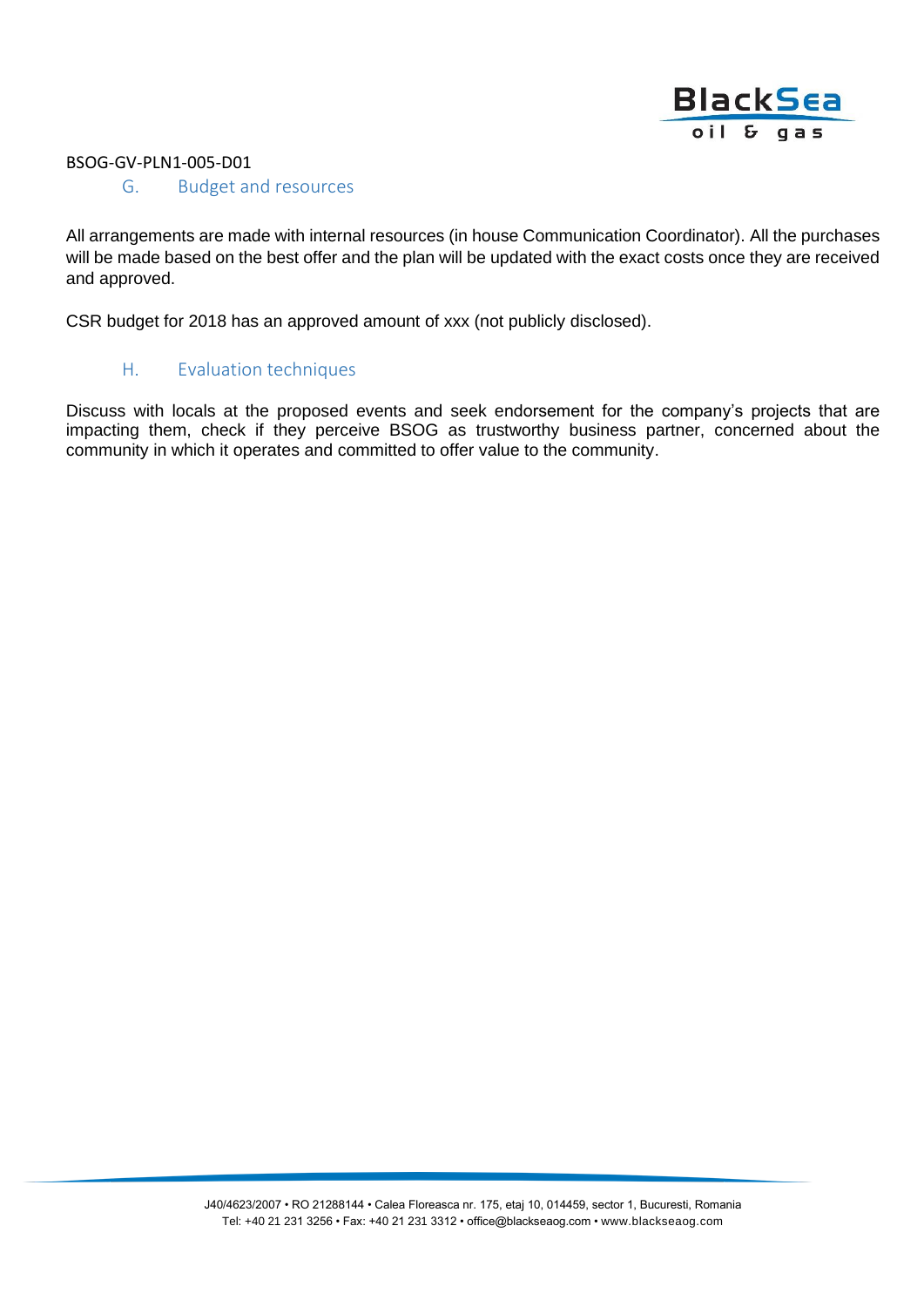BSOG-GV-PLN1-005-D01

## G. Budget and resources

All arrangements are made with internal resources (in house Communication Coordinator). All the purchases will be made based on the best offer and the plan will be updated with the exact costs once they are received and approved.

CSR budget for 2018 has an approved amount of xxx (not publicly disclosed).

## H. Evaluation techniques

Discuss with locals at the proposed events and seek endorsement for the company's projects that are impacting them, check if they perceive BSOG as trustworthy business partner, concerned about the community in which it operates and committed to offer value to the community.